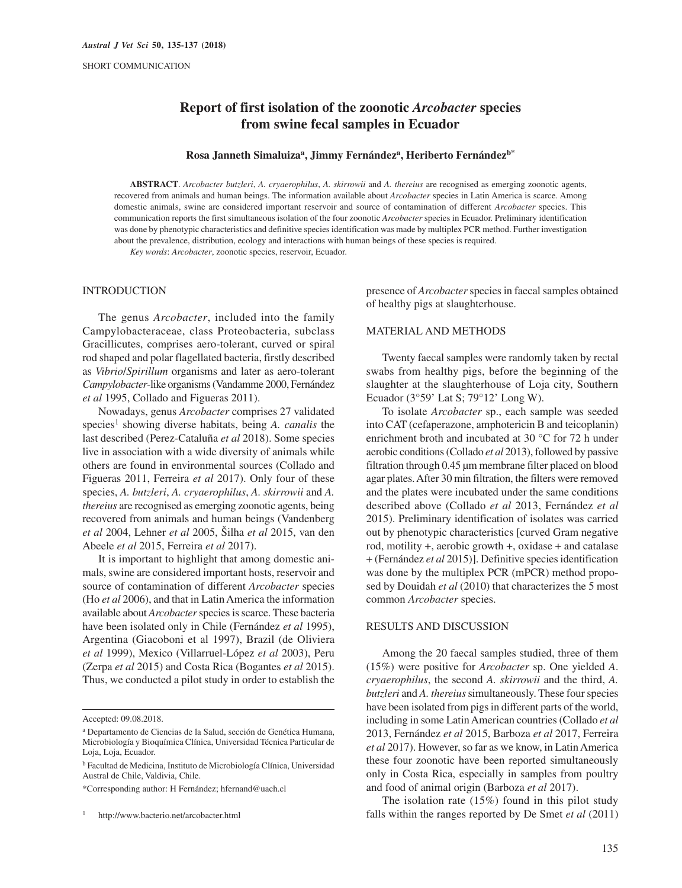SHORT COMMUNICATION

# Report of first isolation of the zoonotic *Arcobacter* species from swine fecal samples in Ecuador

**Rosa Janneth Simaluiza[a], Jimmy Fernández[a], Heriberto Fernández[b*]**

**ABSTRACT**. *Arcobacter butzleri*, *A. cryaerophilus*, *A. skirrowii* and *A. thereius* are recognised as emerging zoonotic agents, recovered from animals and human beings. The information available about *Arcobacter* species in Latin America is scarce. Among domestic animals, swine are considered important reservoir and source of contamination of different *Arcobacter* species. This communication reports the first simultaneous isolation of the four zoonotic *Arcobacter* species in Ecuador. Preliminary identification was done by phenotypic characteristics and definitive species identification was made by multiplex PCR method. Further investigation about the prevalence, distribution, ecology and interactions with human beings of these species is required.

*Key words*: *Arcobacter*, zoonotic species, reservoir, Ecuador.

## INTRODUCTION

The genus *Arcobacter*, included into the family Campylobacteraceae, class Proteobacteria, subclass Gracillicutes, comprises aero-tolerant, curved or spiral rod shaped and polar flagellated bacteria, firstly described as *Vibrio*/*Spirillum* organisms and later as aero-tolerant *Campylobacter*-like organisms (Vandamme 2000, Fernández *et al* 1995, Collado and Figueras 2011).

Nowadays, genus *Arcobacter* comprises 27 validated species[1] showing diverse habitats, being *A. canalis* the last described (Perez-Cataluña *et al* 2018). Some species live in association with a wide diversity of animals while others are found in environmental sources (Collado and Figueras 2011, Ferreira *et al* 2017). Only four of these species, *A. butzleri*, *A. cryaerophilus*, *A. skirrowii* and *A. thereius* are recognised as emerging zoonotic agents, being recovered from animals and human beings (Vandenberg *et al* 2004, Lehner *et al* 2005, Šilha *et al* 2015, van den Abeele *et al* 2015, Ferreira *et al* 2017).

It is important to highlight that among domestic animals, swine are considered important hosts, reservoir and source of contamination of different *Arcobacter* species (Ho *et al* 2006), and that in Latin America the information available about *Arcobacter* species is scarce. These bacteria have been isolated only in Chile (Fernández *et al* 1995), Argentina (Giacoboni et al 1997), Brazil (de Oliviera *et al* 1999), Mexico (Villarruel-López *et al* 2003), Peru (Zerpa *et al* 2015) and Costa Rica (Bogantes *et al* 2015). Thus, we conducted a pilot study in order to establish the presence of *Arcobacter* species in faecal samples obtained of healthy pigs at slaughterhouse.

## MATERIAL AND METHODS

Twenty faecal samples were randomly taken by rectal swabs from healthy pigs, before the beginning of the slaughter at the slaughterhouse of Loja city, Southern Ecuador (3°59' Lat S; 79°12' Long W).

To isolate *Arcobacter* sp., each sample was seeded into CAT (cefaperazone, amphotericin B and teicoplanin) enrichment broth and incubated at 30 °C for 72 h under aerobic conditions (Collado *et al* 2013), followed by passive filtration through 0.45 µm membrane filter placed on blood agar plates. After 30 min filtration, the filters were removed and the plates were incubated under the same conditions described above (Collado *et al* 2013, Fernández *et al* 2015). Preliminary identification of isolates was carried out by phenotypic characteristics [curved Gram negative rod, motility +, aerobic growth +, oxidase + and catalase + (Fernández *et al* 2015)]. Definitive species identification was done by the multiplex PCR (mPCR) method proposed by Douidah *et al* (2010) that characterizes the 5 most common *Arcobacter* species.

## RESULTS AND DISCUSSION

Among the 20 faecal samples studied, three of them (15%) were positive for *Arcobacter* sp. One yielded *A. cryaerophilus*, the second *A. skirrowii* and the third, *A. butzleri* and *A. thereius* simultaneously. These four species have been isolated from pigs in different parts of the world, including in some Latin American countries (Collado *et al* 2013, Fernández *et al* 2015, Barboza *et al* 2017, Ferreira *et al* 2017). However, so far as we know, in Latin America these four zoonotic have been reported simultaneously only in Costa Rica, especially in samples from poultry and food of animal origin (Barboza *et al* 2017).

The isolation rate (15%) found in this pilot study falls within the ranges reported by De Smet *et al* (2011)

---

Accepted: 09.08.2018.

[a] Departamento de Ciencias de la Salud, sección de Genética Humana, Microbiología y Bioquímica Clínica, Universidad Técnica Particular de Loja, Loja, Ecuador.

[b] Facultad de Medicina, Instituto de Microbiología Clínica, Universidad Austral de Chile, Valdivia, Chile.

*Corresponding author: H Fernández; hfernand@uach.cl

[1] http://www.bacterio.net/arcobacter.html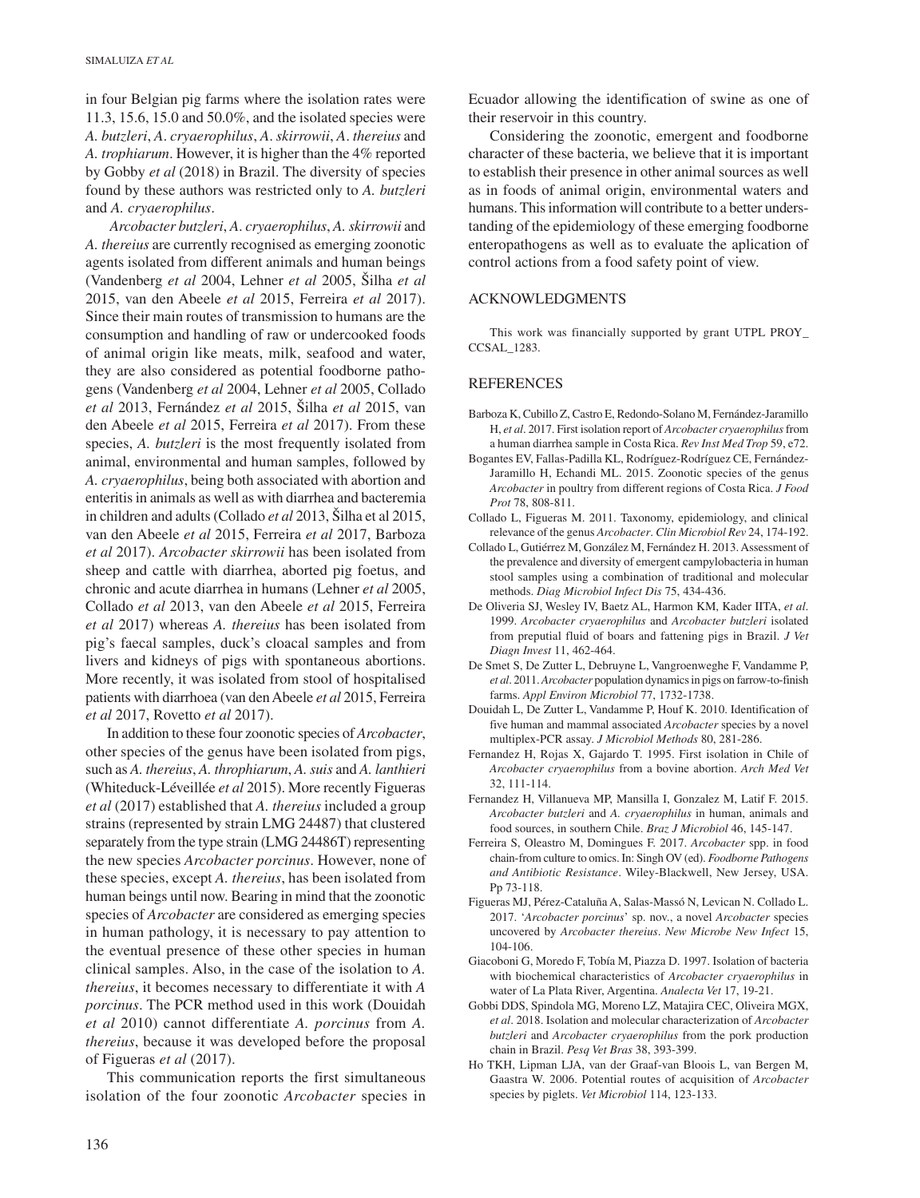in four Belgian pig farms where the isolation rates were 11.3, 15.6, 15.0 and 50.0%, and the isolated species were *A. butzleri*, *A. cryaerophilus*, *A. skirrowii*, *A. thereius* and *A. trophiarum*. However, it is higher than the 4% reported by Gobby *et al* (2018) in Brazil. The diversity of species found by these authors was restricted only to *A. butzleri* and *A. cryaerophilus*.

*Arcobacter butzleri*, *A. cryaerophilus*, *A. skirrowii* and *A. thereius* are currently recognised as emerging zoonotic agents isolated from different animals and human beings (Vandenberg *et al* 2004, Lehner *et al* 2005, Šilha *et al* 2015, van den Abeele *et al* 2015, Ferreira *et al* 2017). Since their main routes of transmission to humans are the consumption and handling of raw or undercooked foods of animal origin like meats, milk, seafood and water, they are also considered as potential foodborne pathogens (Vandenberg *et al* 2004, Lehner *et al* 2005, Collado *et al* 2013, Fernández *et al* 2015, Šilha *et al* 2015, van den Abeele *et al* 2015, Ferreira *et al* 2017). From these species, *A. butzleri* is the most frequently isolated from animal, environmental and human samples, followed by *A. cryaerophilus*, being both associated with abortion and enteritis in animals as well as with diarrhea and bacteremia in children and adults (Collado *et al* 2013, Šilha et al 2015, van den Abeele *et al* 2015, Ferreira *et al* 2017, Barboza *et al* 2017). *Arcobacter skirrowii* has been isolated from sheep and cattle with diarrhea, aborted pig foetus, and chronic and acute diarrhea in humans (Lehner *et al* 2005, Collado *et al* 2013, van den Abeele *et al* 2015, Ferreira *et al* 2017) whereas *A. thereius* has been isolated from pig's faecal samples, duck's cloacal samples and from livers and kidneys of pigs with spontaneous abortions. More recently, it was isolated from stool of hospitalised patients with diarrhoea (van den Abeele *et al* 2015, Ferreira *et al* 2017, Rovetto *et al* 2017).

In addition to these four zoonotic species of *Arcobacter*, other species of the genus have been isolated from pigs, such as *A. thereius*, *A. throphiarum*, *A. suis* and *A. lanthieri* (Whiteduck-Léveillée *et al* 2015). More recently Figueras *et al* (2017) established that *A. thereius* included a group strains (represented by strain LMG 24487) that clustered separately from the type strain (LMG 24486T) representing the new species *Arcobacter porcinus*. However, none of these species, except *A. thereius*, has been isolated from human beings until now. Bearing in mind that the zoonotic species of *Arcobacter* are considered as emerging species in human pathology, it is necessary to pay attention to the eventual presence of these other species in human clinical samples. Also, in the case of the isolation to *A. thereius*, it becomes necessary to differentiate it with *A porcinus*. The PCR method used in this work (Douidah *et al* 2010) cannot differentiate *A. porcinus* from *A. thereius*, because it was developed before the proposal of Figueras *et al* (2017).

This communication reports the first simultaneous isolation of the four zoonotic *Arcobacter* species in Ecuador allowing the identification of swine as one of their reservoir in this country.

Considering the zoonotic, emergent and foodborne character of these bacteria, we believe that it is important to establish their presence in other animal sources as well as in foods of animal origin, environmental waters and humans. This information will contribute to a better understanding of the epidemiology of these emerging foodborne enteropathogens as well as to evaluate the aplication of control actions from a food safety point of view.

## ACKNOWLEDGMENTS

This work was financially supported by grant UTPL PROY_CCSAL_1283.

## REFERENCES

Barboza K, Cubillo Z, Castro E, Redondo-Solano M, Fernández-Jaramillo H, *et al*. 2017. First isolation report of *Arcobacter cryaerophilus* from a human diarrhea sample in Costa Rica. *Rev Inst Med Trop* 59, e72.

Bogantes EV, Fallas-Padilla KL, Rodríguez-Rodríguez CE, Fernández-Jaramillo H, Echandi ML. 2015. Zoonotic species of the genus *Arcobacter* in poultry from different regions of Costa Rica. *J Food Prot* 78, 808-811.

Collado L, Figueras M. 2011. Taxonomy, epidemiology, and clinical relevance of the genus *Arcobacter*. *Clin Microbiol Rev* 24, 174-192.

Collado L, Gutiérrez M, González M, Fernández H. 2013. Assessment of the prevalence and diversity of emergent campylobacteria in human stool samples using a combination of traditional and molecular methods. *Diag Microbiol Infect Dis* 75, 434-436.

De Oliveria SJ, Wesley IV, Baetz AL, Harmon KM, Kader IITA, *et al*. 1999. *Arcobacter cryaerophilus* and *Arcobacter butzleri* isolated from preputial fluid of boars and fattening pigs in Brazil. *J Vet Diagn Invest* 11, 462-464.

De Smet S, De Zutter L, Debruyne L, Vangroenweghe F, Vandamme P, *et al*. 2011. *Arcobacter* population dynamics in pigs on farrow-to-finish farms. *Appl Environ Microbiol* 77, 1732-1738.

Douidah L, De Zutter L, Vandamme P, Houf K. 2010. Identification of five human and mammal associated *Arcobacter* species by a novel multiplex-PCR assay. *J Microbiol Methods* 80, 281-286.

Fernandez H, Rojas X, Gajardo T. 1995. First isolation in Chile of *Arcobacter cryaerophilus* from a bovine abortion. *Arch Med Vet* 32, 111-114.

Fernandez H, Villanueva MP, Mansilla I, Gonzalez M, Latif F. 2015. *Arcobacter butzleri* and *A. cryaerophilus* in human, animals and food sources, in southern Chile. *Braz J Microbiol* 46, 145-147.

Ferreira S, Oleastro M, Domingues F. 2017. *Arcobacter* spp. in food chain-from culture to omics. In: Singh OV (ed). *Foodborne Pathogens and Antibiotic Resistance*. Wiley-Blackwell, New Jersey, USA. Pp 73-118.

Figueras MJ, Pérez-Cataluña A, Salas-Massó N, Levican N. Collado L. 2017. '*Arcobacter porcinus*' sp. nov., a novel *Arcobacter* species uncovered by *Arcobacter thereius*. *New Microbe New Infect* 15, 104-106.

Giacoboni G, Moredo F, Tobía M, Piazza D. 1997. Isolation of bacteria with biochemical characteristics of *Arcobacter cryaerophilus* in water of La Plata River, Argentina. *Analecta Vet* 17, 19-21.

Gobbi DDS, Spindola MG, Moreno LZ, Matajira CEC, Oliveira MGX, *et al*. 2018. Isolation and molecular characterization of *Arcobacter butzleri* and *Arcobacter cryaerophilus* from the pork production chain in Brazil. *Pesq Vet Bras* 38, 393-399.

Ho TKH, Lipman LJA, van der Graaf-van Bloois L, van Bergen M, Gaastra W. 2006. Potential routes of acquisition of *Arcobacter* species by piglets. *Vet Microbiol* 114, 123-133.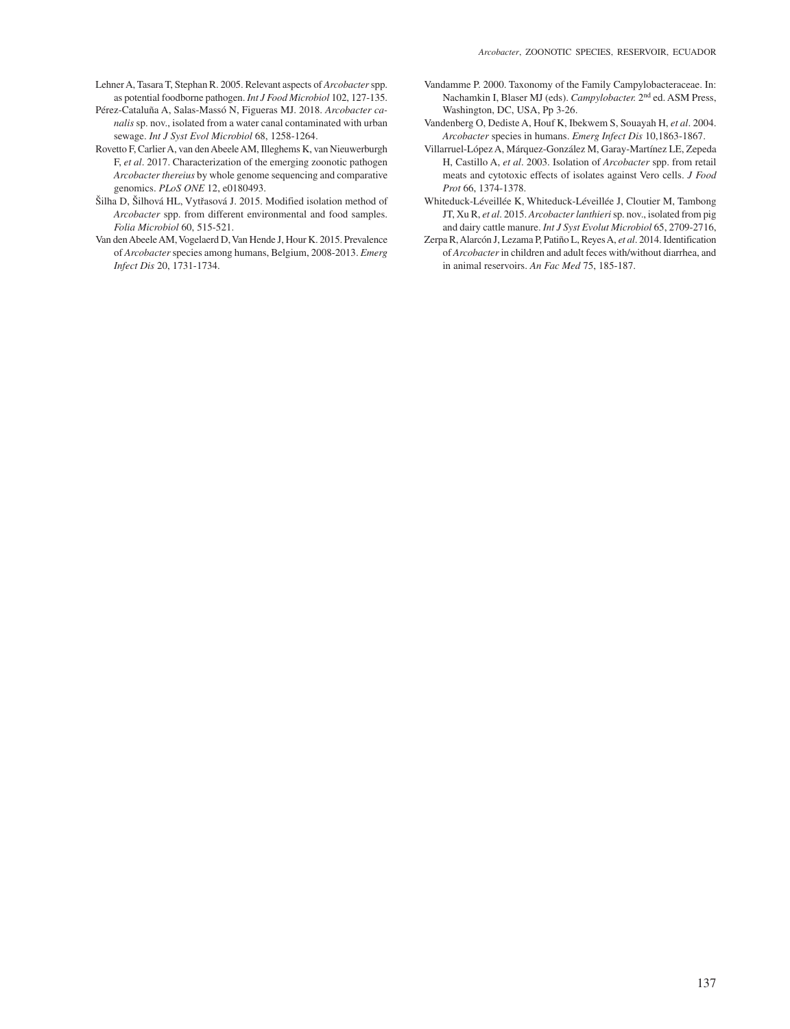Lehner A, Tasara T, Stephan R. 2005. Relevant aspects of *Arcobacter* spp. as potential foodborne pathogen. *Int J Food Microbiol* 102, 127-135.

Pérez-Cataluña A, Salas-Massó N, Figueras MJ. 2018. *Arcobacter canalis* sp. nov., isolated from a water canal contaminated with urban sewage. *Int J Syst Evol Microbiol* 68, 1258-1264.

Rovetto F, Carlier A, van den Abeele AM, Illeghems K, van Nieuwerburgh F, *et al*. 2017. Characterization of the emerging zoonotic pathogen *Arcobacter thereius* by whole genome sequencing and comparative genomics. *PLoS ONE* 12, e0180493.

Šilha D, Šilhová HL, Vytřasová J. 2015. Modified isolation method of *Arcobacter* spp. from different environmental and food samples. *Folia Microbiol* 60, 515-521.

Van den Abeele AM, Vogelaerd D, Van Hende J, Hour K. 2015. Prevalence of *Arcobacter* species among humans, Belgium, 2008-2013. *Emerg Infect Dis* 20, 1731-1734.

Vandamme P. 2000. Taxonomy of the Family Campylobacteraceae. In: Nachamkin I, Blaser MJ (eds). *Campylobacter.* 2nd ed. ASM Press, Washington, DC, USA, Pp 3-26.

Vandenberg O, Dediste A, Houf K, Ibekwem S, Souayah H, *et al*. 2004. *Arcobacter* species in humans. *Emerg Infect Dis* 10,1863-1867.

Villarruel-López A, Márquez-González M, Garay-Martínez LE, Zepeda H, Castillo A, *et al*. 2003. Isolation of *Arcobacter* spp. from retail meats and cytotoxic effects of isolates against Vero cells. *J Food Prot* 66, 1374-1378.

Whiteduck-Léveillée K, Whiteduck-Léveillée J, Cloutier M, Tambong JT, Xu R, *et al*. 2015. *Arcobacter lanthieri* sp. nov., isolated from pig and dairy cattle manure. *Int J Syst Evolut Microbiol* 65, 2709-2716,

Zerpa R, Alarcón J, Lezama P, Patiño L, Reyes A, *et al*. 2014. Identification of *Arcobacter* in children and adult feces with/without diarrhea, and in animal reservoirs. *An Fac Med* 75, 185-187.